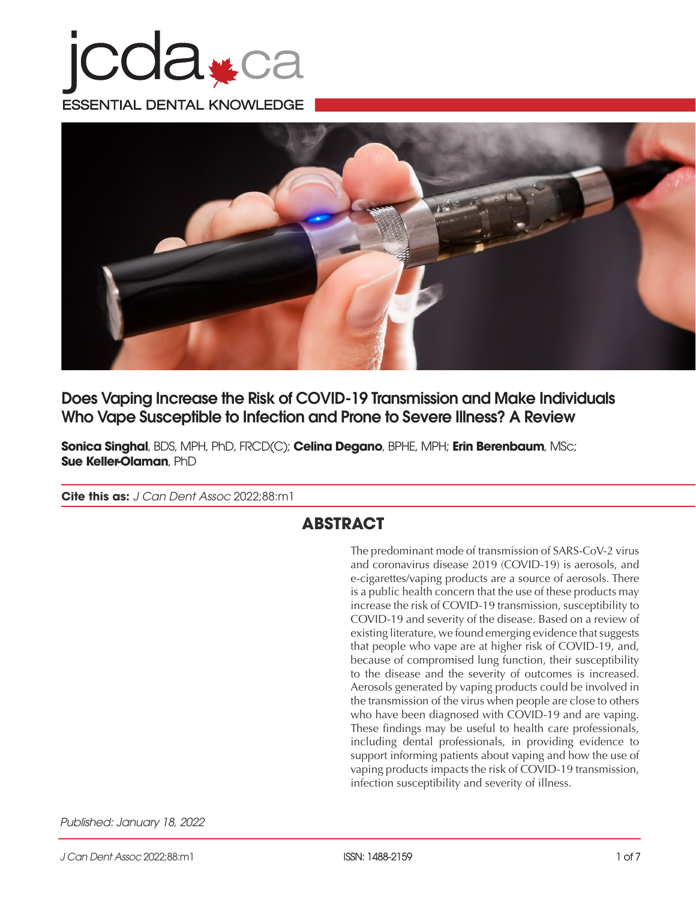# Does Vaping Increase the Risk of COVID-19 Transmission and Make Individuals Who Vape Susceptible to Infection and Prone to Severe Illness? A Review

**Sonica Singhal**, BDS, MPH, PhD, FRCD(C); **Celina Degano**, BPHE, MPH; **Erin Berenbaum**, MSc; **Sue Keller-Olaman**, PhD

**Cite this as:** *J Can Dent Assoc* 2022;88:m1

## ABSTRACT

The predominant mode of transmission of SARS-CoV-2 virus and coronavirus disease 2019 (COVID-19) is aerosols, and e-cigarettes/vaping products are a source of aerosols. There is a public health concern that the use of these products may increase the risk of COVID-19 transmission, susceptibility to COVID-19 and severity of the disease. Based on a review of existing literature, we found emerging evidence that suggests that people who vape are at higher risk of COVID-19, and, because of compromised lung function, their susceptibility to the disease and the severity of outcomes is increased. Aerosols generated by vaping products could be involved in the transmission of the virus when people are close to others who have been diagnosed with COVID-19 and are vaping. These findings may be useful to health care professionals, including dental professionals, in providing evidence to support informing patients about vaping and how the use of vaping products impacts the risk of COVID-19 transmission, infection susceptibility and severity of illness.

*Published: January 18, 2022*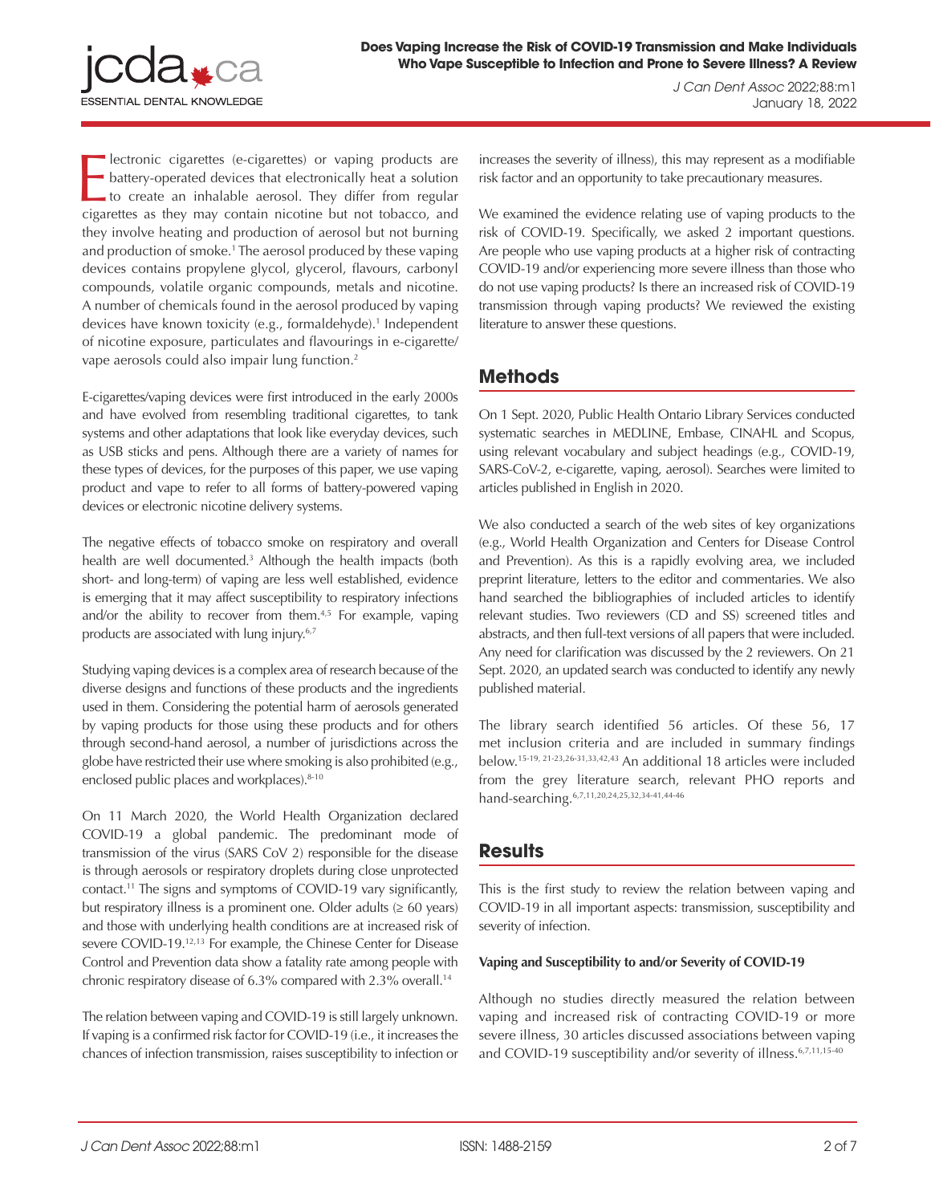Electronic cigarettes (e-cigarettes) or vaping products are battery-operated devices that electronically heat a solution to create an inhalable aerosol. They differ from regular cigarettes as they may contain nicotine but not tobacco, and they involve heating and production of aerosol but not burning and production of smoke.[1] The aerosol produced by these vaping devices contains propylene glycol, glycerol, flavours, carbonyl compounds, volatile organic compounds, metals and nicotine. A number of chemicals found in the aerosol produced by vaping devices have known toxicity (e.g., formaldehyde).[1] Independent of nicotine exposure, particulates and flavourings in e-cigarette/vape aerosols could also impair lung function.[2]

E-cigarettes/vaping devices were first introduced in the early 2000s and have evolved from resembling traditional cigarettes, to tank systems and other adaptations that look like everyday devices, such as USB sticks and pens. Although there are a variety of names for these types of devices, for the purposes of this paper, we use vaping product and vape to refer to all forms of battery-powered vaping devices or electronic nicotine delivery systems.

The negative effects of tobacco smoke on respiratory and overall health are well documented.[3] Although the health impacts (both short- and long-term) of vaping are less well established, evidence is emerging that it may affect susceptibility to respiratory infections and/or the ability to recover from them.[4,5] For example, vaping products are associated with lung injury.[6,7]

Studying vaping devices is a complex area of research because of the diverse designs and functions of these products and the ingredients used in them. Considering the potential harm of aerosols generated by vaping products for those using these products and for others through second-hand aerosol, a number of jurisdictions across the globe have restricted their use where smoking is also prohibited (e.g., enclosed public places and workplaces).[8-10]

On 11 March 2020, the World Health Organization declared COVID-19 a global pandemic. The predominant mode of transmission of the virus (SARS CoV 2) responsible for the disease is through aerosols or respiratory droplets during close unprotected contact.[11] The signs and symptoms of COVID-19 vary significantly, but respiratory illness is a prominent one. Older adults (≥ 60 years) and those with underlying health conditions are at increased risk of severe COVID-19.[12,13] For example, the Chinese Center for Disease Control and Prevention data show a fatality rate among people with chronic respiratory disease of 6.3% compared with 2.3% overall.[14]

The relation between vaping and COVID-19 is still largely unknown. If vaping is a confirmed risk factor for COVID-19 (i.e., it increases the chances of infection transmission, raises susceptibility to infection or increases the severity of illness), this may represent as a modifiable risk factor and an opportunity to take precautionary measures.

We examined the evidence relating use of vaping products to the risk of COVID-19. Specifically, we asked 2 important questions. Are people who use vaping products at a higher risk of contracting COVID-19 and/or experiencing more severe illness than those who do not use vaping products? Is there an increased risk of COVID-19 transmission through vaping products? We reviewed the existing literature to answer these questions.

## Methods

On 1 Sept. 2020, Public Health Ontario Library Services conducted systematic searches in MEDLINE, Embase, CINAHL and Scopus, using relevant vocabulary and subject headings (e.g., COVID-19, SARS-CoV-2, e-cigarette, vaping, aerosol). Searches were limited to articles published in English in 2020.

We also conducted a search of the web sites of key organizations (e.g., World Health Organization and Centers for Disease Control and Prevention). As this is a rapidly evolving area, we included preprint literature, letters to the editor and commentaries. We also hand searched the bibliographies of included articles to identify relevant studies. Two reviewers (CD and SS) screened titles and abstracts, and then full-text versions of all papers that were included. Any need for clarification was discussed by the 2 reviewers. On 21 Sept. 2020, an updated search was conducted to identify any newly published material.

The library search identified 56 articles. Of these 56, 17 met inclusion criteria and are included in summary findings below.[15-19, 21-23,26-31,33,42,43] An additional 18 articles were included from the grey literature search, relevant PHO reports and hand-searching.[6,7,11,20,24,25,32,34-41,44-46]

## Results

This is the first study to review the relation between vaping and COVID-19 in all important aspects: transmission, susceptibility and severity of infection.

### Vaping and Susceptibility to and/or Severity of COVID-19

Although no studies directly measured the relation between vaping and increased risk of contracting COVID-19 or more severe illness, 30 articles discussed associations between vaping and COVID-19 susceptibility and/or severity of illness.[6,7,11,15-40]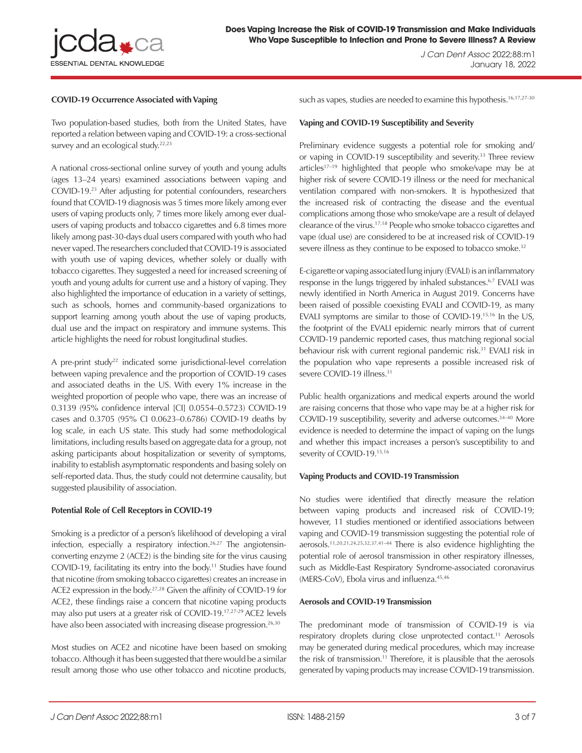### COVID-19 Occurrence Associated with Vaping

Two population-based studies, both from the United States, have reported a relation between vaping and COVID-19: a cross-sectional survey and an ecological study.[22,23]

A national cross-sectional online survey of youth and young adults (ages 13–24 years) examined associations between vaping and COVID-19.[23] After adjusting for potential confounders, researchers found that COVID-19 diagnosis was 5 times more likely among ever users of vaping products only, 7 times more likely among ever dual-users of vaping products and tobacco cigarettes and 6.8 times more likely among past-30-days dual users compared with youth who had never vaped. The researchers concluded that COVID-19 is associated with youth use of vaping devices, whether solely or dually with tobacco cigarettes. They suggested a need for increased screening of youth and young adults for current use and a history of vaping. They also highlighted the importance of education in a variety of settings, such as schools, homes and community-based organizations to support learning among youth about the use of vaping products, dual use and the impact on respiratory and immune systems. This article highlights the need for robust longitudinal studies.

A pre-print study[22] indicated some jurisdictional-level correlation between vaping prevalence and the proportion of COVID-19 cases and associated deaths in the US. With every 1% increase in the weighted proportion of people who vape, there was an increase of 0.3139 (95% confidence interval [CI] 0.0554–0.5723) COVID-19 cases and 0.3705 (95% CI 0.0623–0.6786) COVID-19 deaths by log scale, in each US state. This study had some methodological limitations, including results based on aggregate data for a group, not asking participants about hospitalization or severity of symptoms, inability to establish asymptomatic respondents and basing solely on self-reported data. Thus, the study could not determine causality, but suggested plausibility of association.

### Potential Role of Cell Receptors in COVID-19

Smoking is a predictor of a person's likelihood of developing a viral infection, especially a respiratory infection.[26,27] The angiotensin-converting enzyme 2 (ACE2) is the binding site for the virus causing COVID-19, facilitating its entry into the body.[11] Studies have found that nicotine (from smoking tobacco cigarettes) creates an increase in ACE2 expression in the body.[27,28] Given the affinity of COVID-19 for ACE2, these findings raise a concern that nicotine vaping products may also put users at a greater risk of COVID-19.[17,27-29] ACE2 levels have also been associated with increasing disease progression.[26,30]

Most studies on ACE2 and nicotine have been based on smoking tobacco. Although it has been suggested that there would be a similar result among those who use other tobacco and nicotine products, such as vapes, studies are needed to examine this hypothesis.[16,17,27-30]

### Vaping and COVID-19 Susceptibility and Severity

Preliminary evidence suggests a potential role for smoking and/or vaping in COVID-19 susceptibility and severity.[33] Three review articles[17–19] highlighted that people who smoke/vape may be at higher risk of severe COVID-19 illness or the need for mechanical ventilation compared with non-smokers. It is hypothesized that the increased risk of contracting the disease and the eventual complications among those who smoke/vape are a result of delayed clearance of the virus.[17,18] People who smoke tobacco cigarettes and vape (dual use) are considered to be at increased risk of COVID-19 severe illness as they continue to be exposed to tobacco smoke.[32]

E-cigarette or vaping associated lung injury (EVALI) is an inflammatory response in the lungs triggered by inhaled substances.[6,7] EVALI was newly identified in North America in August 2019. Concerns have been raised of possible coexisting EVALI and COVID-19, as many EVALI symptoms are similar to those of COVID-19.[15,16] In the US, the footprint of the EVALI epidemic nearly mirrors that of current COVID-19 pandemic reported cases, thus matching regional social behaviour risk with current regional pandemic risk.[31] EVALI risk in the population who vape represents a possible increased risk of severe COVID-19 illness.[31]

Public health organizations and medical experts around the world are raising concerns that those who vape may be at a higher risk for COVID-19 susceptibility, severity and adverse outcomes.[34–40] More evidence is needed to determine the impact of vaping on the lungs and whether this impact increases a person's susceptibility to and severity of COVID-19.[15,16]

### Vaping Products and COVID-19 Transmission

No studies were identified that directly measure the relation between vaping products and increased risk of COVID-19; however, 11 studies mentioned or identified associations between vaping and COVID-19 transmission suggesting the potential role of aerosols.[11,20,21,24,25,32,37,41–44] There is also evidence highlighting the potential role of aerosol transmission in other respiratory illnesses, such as Middle-East Respiratory Syndrome-associated coronavirus (MERS-CoV), Ebola virus and influenza.[45,46]

### Aerosols and COVID-19 Transmission

The predominant mode of transmission of COVID-19 is via respiratory droplets during close unprotected contact.[11] Aerosols may be generated during medical procedures, which may increase the risk of transmission.[11] Therefore, it is plausible that the aerosols generated by vaping products may increase COVID-19 transmission.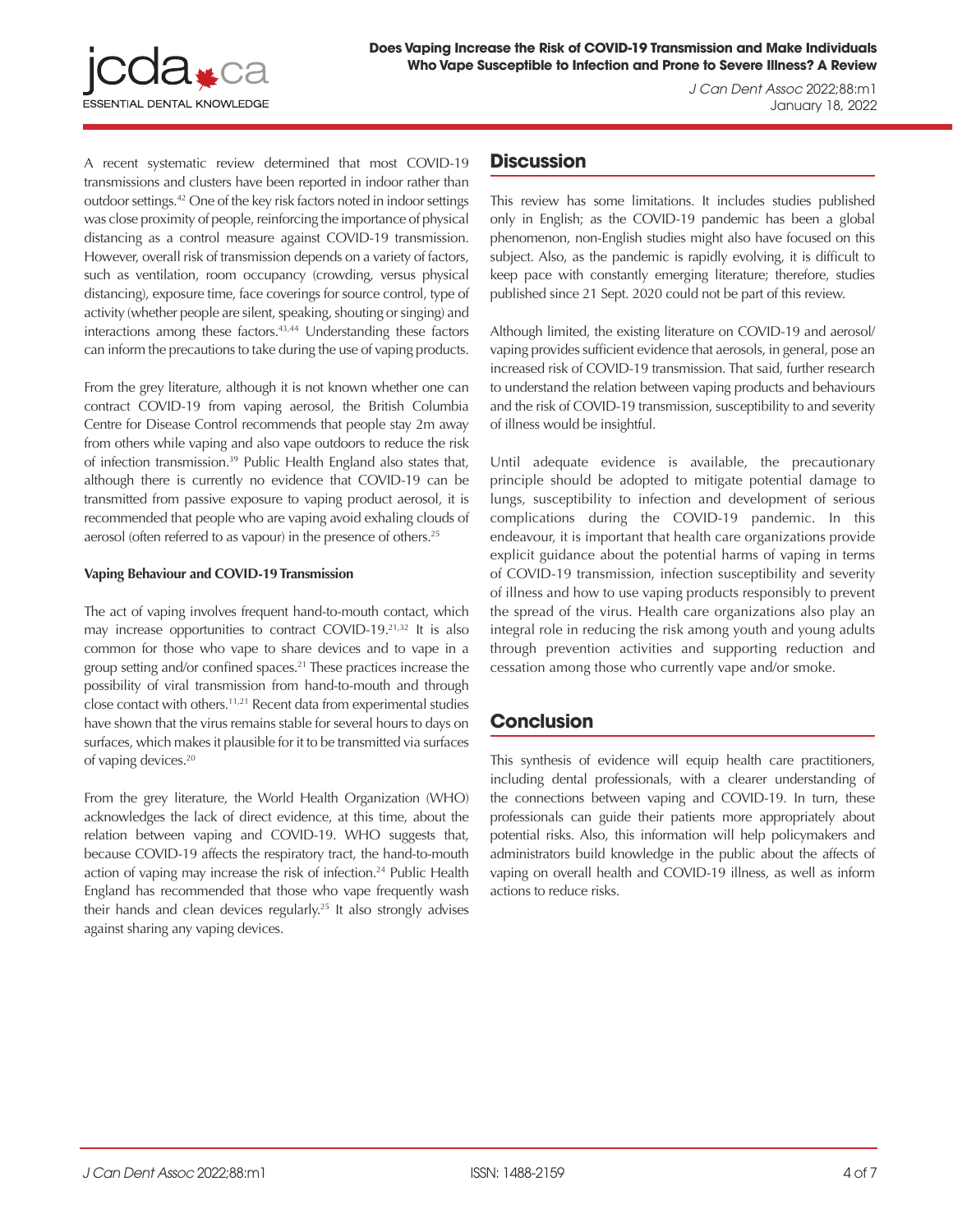A recent systematic review determined that most COVID-19 transmissions and clusters have been reported in indoor rather than outdoor settings.[42] One of the key risk factors noted in indoor settings was close proximity of people, reinforcing the importance of physical distancing as a control measure against COVID-19 transmission. However, overall risk of transmission depends on a variety of factors, such as ventilation, room occupancy (crowding, versus physical distancing), exposure time, face coverings for source control, type of activity (whether people are silent, speaking, shouting or singing) and interactions among these factors.[43,44] Understanding these factors can inform the precautions to take during the use of vaping products.

From the grey literature, although it is not known whether one can contract COVID-19 from vaping aerosol, the British Columbia Centre for Disease Control recommends that people stay 2m away from others while vaping and also vape outdoors to reduce the risk of infection transmission.[39] Public Health England also states that, although there is currently no evidence that COVID-19 can be transmitted from passive exposure to vaping product aerosol, it is recommended that people who are vaping avoid exhaling clouds of aerosol (often referred to as vapour) in the presence of others.[25]

#### Vaping Behaviour and COVID-19 Transmission

The act of vaping involves frequent hand-to-mouth contact, which may increase opportunities to contract COVID-19.[21,32] It is also common for those who vape to share devices and to vape in a group setting and/or confined spaces.[21] These practices increase the possibility of viral transmission from hand-to-mouth and through close contact with others.[11,21] Recent data from experimental studies have shown that the virus remains stable for several hours to days on surfaces, which makes it plausible for it to be transmitted via surfaces of vaping devices.[20]

From the grey literature, the World Health Organization (WHO) acknowledges the lack of direct evidence, at this time, about the relation between vaping and COVID-19. WHO suggests that, because COVID-19 affects the respiratory tract, the hand-to-mouth action of vaping may increase the risk of infection.[24] Public Health England has recommended that those who vape frequently wash their hands and clean devices regularly.[25] It also strongly advises against sharing any vaping devices.

## Discussion

This review has some limitations. It includes studies published only in English; as the COVID-19 pandemic has been a global phenomenon, non-English studies might also have focused on this subject. Also, as the pandemic is rapidly evolving, it is difficult to keep pace with constantly emerging literature; therefore, studies published since 21 Sept. 2020 could not be part of this review.

Although limited, the existing literature on COVID-19 and aerosol/vaping provides sufficient evidence that aerosols, in general, pose an increased risk of COVID-19 transmission. That said, further research to understand the relation between vaping products and behaviours and the risk of COVID-19 transmission, susceptibility to and severity of illness would be insightful.

Until adequate evidence is available, the precautionary principle should be adopted to mitigate potential damage to lungs, susceptibility to infection and development of serious complications during the COVID-19 pandemic. In this endeavour, it is important that health care organizations provide explicit guidance about the potential harms of vaping in terms of COVID-19 transmission, infection susceptibility and severity of illness and how to use vaping products responsibly to prevent the spread of the virus. Health care organizations also play an integral role in reducing the risk among youth and young adults through prevention activities and supporting reduction and cessation among those who currently vape and/or smoke.

## Conclusion

This synthesis of evidence will equip health care practitioners, including dental professionals, with a clearer understanding of the connections between vaping and COVID-19. In turn, these professionals can guide their patients more appropriately about potential risks. Also, this information will help policymakers and administrators build knowledge in the public about the affects of vaping on overall health and COVID-19 illness, as well as inform actions to reduce risks.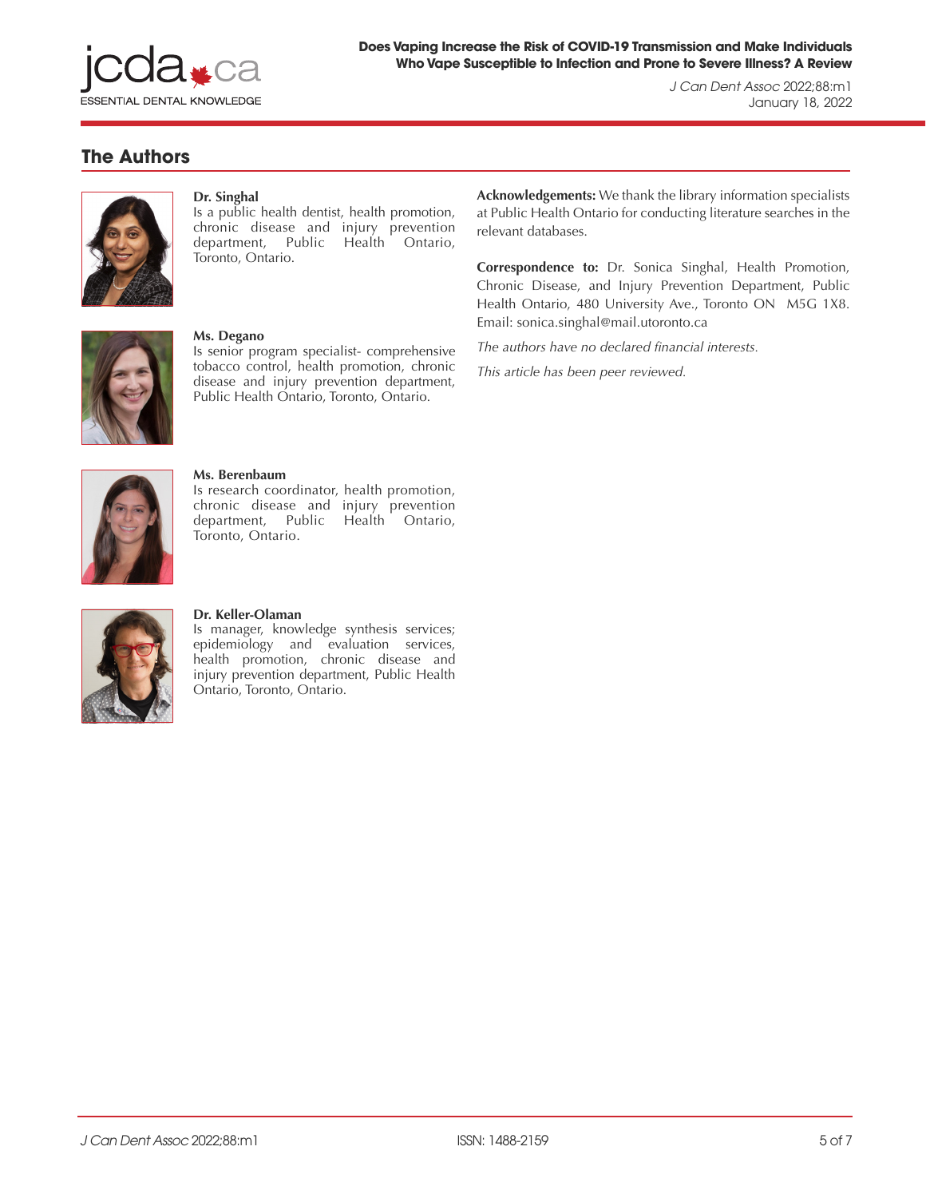## The Authors

**Dr. Singhal**
Is a public health dentist, health promotion, chronic disease and injury prevention department, Public Health Ontario, Toronto, Ontario.

**Ms. Degano**
Is senior program specialist- comprehensive tobacco control, health promotion, chronic disease and injury prevention department, Public Health Ontario, Toronto, Ontario.

**Ms. Berenbaum**
Is research coordinator, health promotion, chronic disease and injury prevention department, Public Health Ontario, Toronto, Ontario.

**Dr. Keller-Olaman**
Is manager, knowledge synthesis services; epidemiology and evaluation services, health promotion, chronic disease and injury prevention department, Public Health Ontario, Toronto, Ontario.

**Acknowledgements:** We thank the library information specialists at Public Health Ontario for conducting literature searches in the relevant databases.

**Correspondence to:** Dr. Sonica Singhal, Health Promotion, Chronic Disease, and Injury Prevention Department, Public Health Ontario, 480 University Ave., Toronto ON M5G 1X8. Email: sonica.singhal@mail.utoronto.ca

*The authors have no declared financial interests.*

*This article has been peer reviewed.*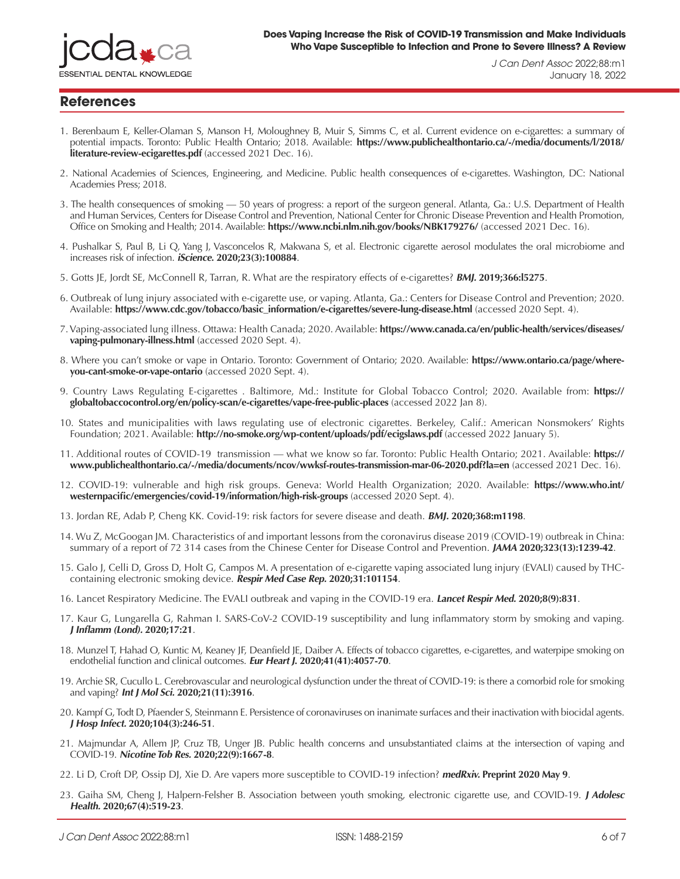## References

1. Berenbaum E, Keller-Olaman S, Manson H, Moloughney B, Muir S, Simms C, et al. Current evidence on e-cigarettes: a summary of potential impacts. Toronto: Public Health Ontario; 2018. Available: **https://www.publichealthontario.ca/-/media/documents/l/2018/literature-review-ecigarettes.pdf** (accessed 2021 Dec. 16).

2. National Academies of Sciences, Engineering, and Medicine. Public health consequences of e-cigarettes. Washington, DC: National Academies Press; 2018.

3. The health consequences of smoking — 50 years of progress: a report of the surgeon general. Atlanta, Ga.: U.S. Department of Health and Human Services, Centers for Disease Control and Prevention, National Center for Chronic Disease Prevention and Health Promotion, Office on Smoking and Health; 2014. Available: **https://www.ncbi.nlm.nih.gov/books/NBK179276/** (accessed 2021 Dec. 16).

4. Pushalkar S, Paul B, Li Q, Yang J, Vasconcelos R, Makwana S, et al. Electronic cigarette aerosol modulates the oral microbiome and increases risk of infection. ***iScience.* 2020;23(3):100884**.

5. Gotts JE, Jordt SE, McConnell R, Tarran, R. What are the respiratory effects of e-cigarettes? ***BMJ.* 2019;366:l5275**.

6. Outbreak of lung injury associated with e-cigarette use, or vaping. Atlanta, Ga.: Centers for Disease Control and Prevention; 2020. Available: **https://www.cdc.gov/tobacco/basic_information/e-cigarettes/severe-lung-disease.html** (accessed 2020 Sept. 4).

7. Vaping-associated lung illness. Ottawa: Health Canada; 2020. Available: **https://www.canada.ca/en/public-health/services/diseases/vaping-pulmonary-illness.html** (accessed 2020 Sept. 4).

8. Where you can't smoke or vape in Ontario. Toronto: Government of Ontario; 2020. Available: **https://www.ontario.ca/page/where-you-cant-smoke-or-vape-ontario** (accessed 2020 Sept. 4).

9. Country Laws Regulating E-cigarettes . Baltimore, Md.: Institute for Global Tobacco Control; 2020. Available from: **https://globaltobaccocontrol.org/en/policy-scan/e-cigarettes/vape-free-public-places** (accessed 2022 Jan 8).

10. States and municipalities with laws regulating use of electronic cigarettes. Berkeley, Calif.: American Nonsmokers' Rights Foundation; 2021. Available: **http://no-smoke.org/wp-content/uploads/pdf/ecigslaws.pdf** (accessed 2022 January 5).

11. Additional routes of COVID-19 transmission — what we know so far. Toronto: Public Health Ontario; 2021. Available: **https://www.publichealthontario.ca/-/media/documents/ncov/wwksf-routes-transmission-mar-06-2020.pdf?la=en** (accessed 2021 Dec. 16).

12. COVID-19: vulnerable and high risk groups. Geneva: World Health Organization; 2020. Available: **https://www.who.int/westernpacific/emergencies/covid-19/information/high-risk-groups** (accessed 2020 Sept. 4).

13. Jordan RE, Adab P, Cheng KK. Covid-19: risk factors for severe disease and death. ***BMJ.* 2020;368:m1198**.

14. Wu Z, McGoogan JM. Characteristics of and important lessons from the coronavirus disease 2019 (COVID-19) outbreak in China: summary of a report of 72 314 cases from the Chinese Center for Disease Control and Prevention. ***JAMA* 2020;323(13):1239-42**.

15. Galo J, Celli D, Gross D, Holt G, Campos M. A presentation of e-cigarette vaping associated lung injury (EVALI) caused by THC-containing electronic smoking device. ***Respir Med Case Rep.* 2020;31:101154**.

16. Lancet Respiratory Medicine. The EVALI outbreak and vaping in the COVID-19 era. ***Lancet Respir Med.* 2020;8(9):831**.

17. Kaur G, Lungarella G, Rahman I. SARS-CoV-2 COVID-19 susceptibility and lung inflammatory storm by smoking and vaping. ***J Inflamm (Lond).* 2020;17:21**.

18. Munzel T, Hahad O, Kuntic M, Keaney JF, Deanfield JE, Daiber A. Effects of tobacco cigarettes, e-cigarettes, and waterpipe smoking on endothelial function and clinical outcomes. ***Eur Heart J.* 2020;41(41):4057-70**.

19. Archie SR, Cucullo L. Cerebrovascular and neurological dysfunction under the threat of COVID-19: is there a comorbid role for smoking and vaping? ***Int J Mol Sci.* 2020;21(11):3916**.

20. Kampf G, Todt D, Pfaender S, Steinmann E. Persistence of coronaviruses on inanimate surfaces and their inactivation with biocidal agents. ***J Hosp Infect.* 2020;104(3):246-51**.

21. Majmundar A, Allem JP, Cruz TB, Unger JB. Public health concerns and unsubstantiated claims at the intersection of vaping and COVID-19. ***Nicotine Tob Res.* 2020;22(9):1667-8**.

22. Li D, Croft DP, Ossip DJ, Xie D. Are vapers more susceptible to COVID-19 infection? ***medRxiv.* Preprint 2020 May 9**.

23. Gaiha SM, Cheng J, Halpern-Felsher B. Association between youth smoking, electronic cigarette use, and COVID-19. ***J Adolesc Health.* 2020;67(4):519-23**.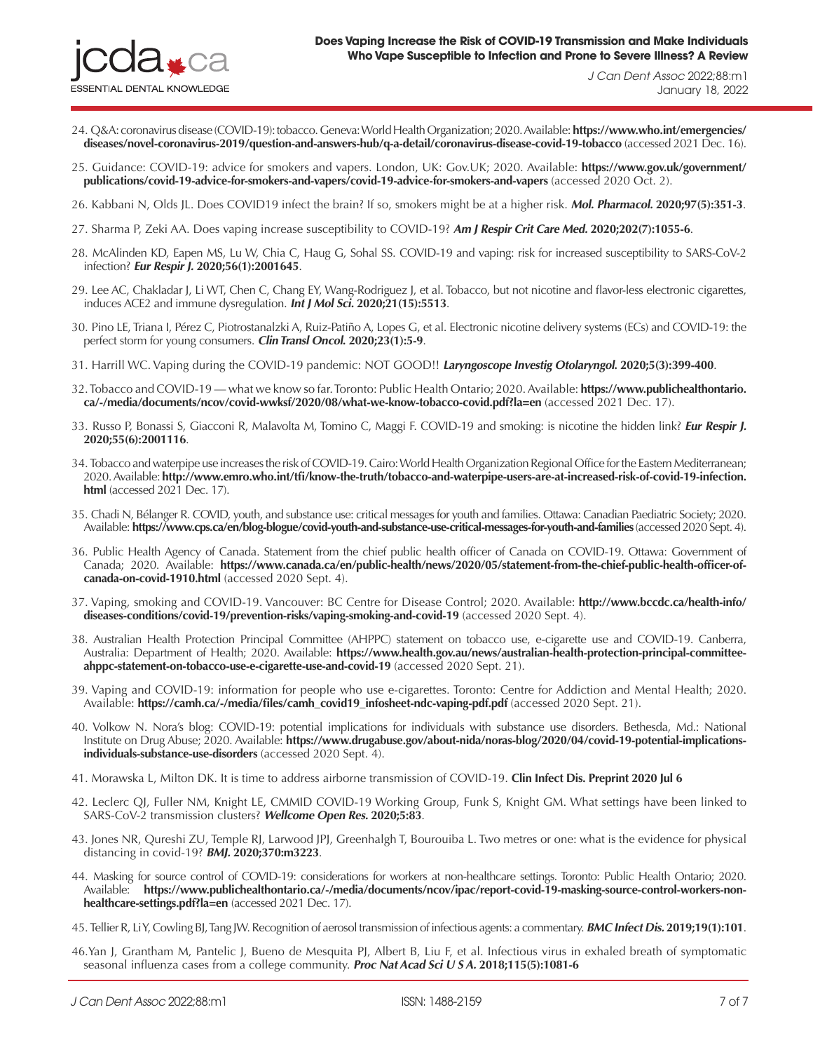24. Q&A: coronavirus disease (COVID-19): tobacco. Geneva: World Health Organization; 2020. Available: **https://www.who.int/emergencies/diseases/novel-coronavirus-2019/question-and-answers-hub/q-a-detail/coronavirus-disease-covid-19-tobacco** (accessed 2021 Dec. 16).

25. Guidance: COVID-19: advice for smokers and vapers. London, UK: Gov.UK; 2020. Available: **https://www.gov.uk/government/publications/covid-19-advice-for-smokers-and-vapers/covid-19-advice-for-smokers-and-vapers** (accessed 2020 Oct. 2).

26. Kabbani N, Olds JL. Does COVID19 infect the brain? If so, smokers might be at a higher risk. ***Mol. Pharmacol.*** **2020;97(5):351-3**.

27. Sharma P, Zeki AA. Does vaping increase susceptibility to COVID-19? ***Am J Respir Crit Care Med.*** **2020;202(7):1055-6**.

28. McAlinden KD, Eapen MS, Lu W, Chia C, Haug G, Sohal SS. COVID-19 and vaping: risk for increased susceptibility to SARS-CoV-2 infection? ***Eur Respir J.*** **2020;56(1):2001645**.

29. Lee AC, Chakladar J, Li WT, Chen C, Chang EY, Wang-Rodriguez J, et al. Tobacco, but not nicotine and flavor-less electronic cigarettes, induces ACE2 and immune dysregulation. ***Int J Mol Sci.*** **2020;21(15):5513**.

30. Pino LE, Triana I, Pérez C, Piotrostanalzki A, Ruiz-Patiño A, Lopes G, et al. Electronic nicotine delivery systems (ECs) and COVID-19: the perfect storm for young consumers. ***Clin Transl Oncol.*** **2020;23(1):5-9**.

31. Harrill WC. Vaping during the COVID-19 pandemic: NOT GOOD!! ***Laryngoscope Investig Otolaryngol.*** **2020;5(3):399-400**.

32. Tobacco and COVID-19 — what we know so far. Toronto: Public Health Ontario; 2020. Available: **https://www.publichealthontario.ca/-/media/documents/ncov/covid-wwksf/2020/08/what-we-know-tobacco-covid.pdf?la=en** (accessed 2021 Dec. 17).

33. Russo P, Bonassi S, Giacconi R, Malavolta M, Tomino C, Maggi F. COVID-19 and smoking: is nicotine the hidden link? ***Eur Respir J.*** **2020;55(6):2001116**.

34. Tobacco and waterpipe use increases the risk of COVID-19. Cairo: World Health Organization Regional Office for the Eastern Mediterranean; 2020. Available: **http://www.emro.who.int/tfi/know-the-truth/tobacco-and-waterpipe-users-are-at-increased-risk-of-covid-19-infection.html** (accessed 2021 Dec. 17).

35. Chadi N, Bélanger R. COVID, youth, and substance use: critical messages for youth and families. Ottawa: Canadian Paediatric Society; 2020. Available: **https://www.cps.ca/en/blog-blogue/covid-youth-and-substance-use-critical-messages-for-youth-and-families** (accessed 2020 Sept. 4).

36. Public Health Agency of Canada. Statement from the chief public health officer of Canada on COVID-19. Ottawa: Government of Canada; 2020. Available: **https://www.canada.ca/en/public-health/news/2020/05/statement-from-the-chief-public-health-officer-of-canada-on-covid-1910.html** (accessed 2020 Sept. 4).

37. Vaping, smoking and COVID-19. Vancouver: BC Centre for Disease Control; 2020. Available: **http://www.bccdc.ca/health-info/diseases-conditions/covid-19/prevention-risks/vaping-smoking-and-covid-19** (accessed 2020 Sept. 4).

38. Australian Health Protection Principal Committee (AHPPC) statement on tobacco use, e-cigarette use and COVID-19. Canberra, Australia: Department of Health; 2020. Available: **https://www.health.gov.au/news/australian-health-protection-principal-committee-ahppc-statement-on-tobacco-use-e-cigarette-use-and-covid-19** (accessed 2020 Sept. 21).

39. Vaping and COVID-19: information for people who use e-cigarettes. Toronto: Centre for Addiction and Mental Health; 2020. Available: **https://camh.ca/-/media/files/camh_covid19_infosheet-ndc-vaping-pdf.pdf** (accessed 2020 Sept. 21).

40. Volkow N. Nora's blog: COVID-19: potential implications for individuals with substance use disorders. Bethesda, Md.: National Institute on Drug Abuse; 2020. Available: **https://www.drugabuse.gov/about-nida/noras-blog/2020/04/covid-19-potential-implications-individuals-substance-use-disorders** (accessed 2020 Sept. 4).

41. Morawska L, Milton DK. It is time to address airborne transmission of COVID-19. **Clin Infect Dis. Preprint 2020 Jul 6**

42. Leclerc QJ, Fuller NM, Knight LE, CMMID COVID-19 Working Group, Funk S, Knight GM. What settings have been linked to SARS-CoV-2 transmission clusters? ***Wellcome Open Res.*** **2020;5:83**.

43. Jones NR, Qureshi ZU, Temple RJ, Larwood JPJ, Greenhalgh T, Bourouiba L. Two metres or one: what is the evidence for physical distancing in covid-19? ***BMJ.*** **2020;370:m3223**.

44. Masking for source control of COVID-19: considerations for workers at non-healthcare settings. Toronto: Public Health Ontario; 2020. Available: **https://www.publichealthontario.ca/-/media/documents/ncov/ipac/report-covid-19-masking-source-control-workers-non-healthcare-settings.pdf?la=en** (accessed 2021 Dec. 17).

45. Tellier R, Li Y, Cowling BJ, Tang JW. Recognition of aerosol transmission of infectious agents: a commentary. ***BMC Infect Dis.*** **2019;19(1):101**.

46. Yan J, Grantham M, Pantelic J, Bueno de Mesquita PJ, Albert B, Liu F, et al. Infectious virus in exhaled breath of symptomatic seasonal influenza cases from a college community. ***Proc Nat Acad Sci U S A.*** **2018;115(5):1081-6**